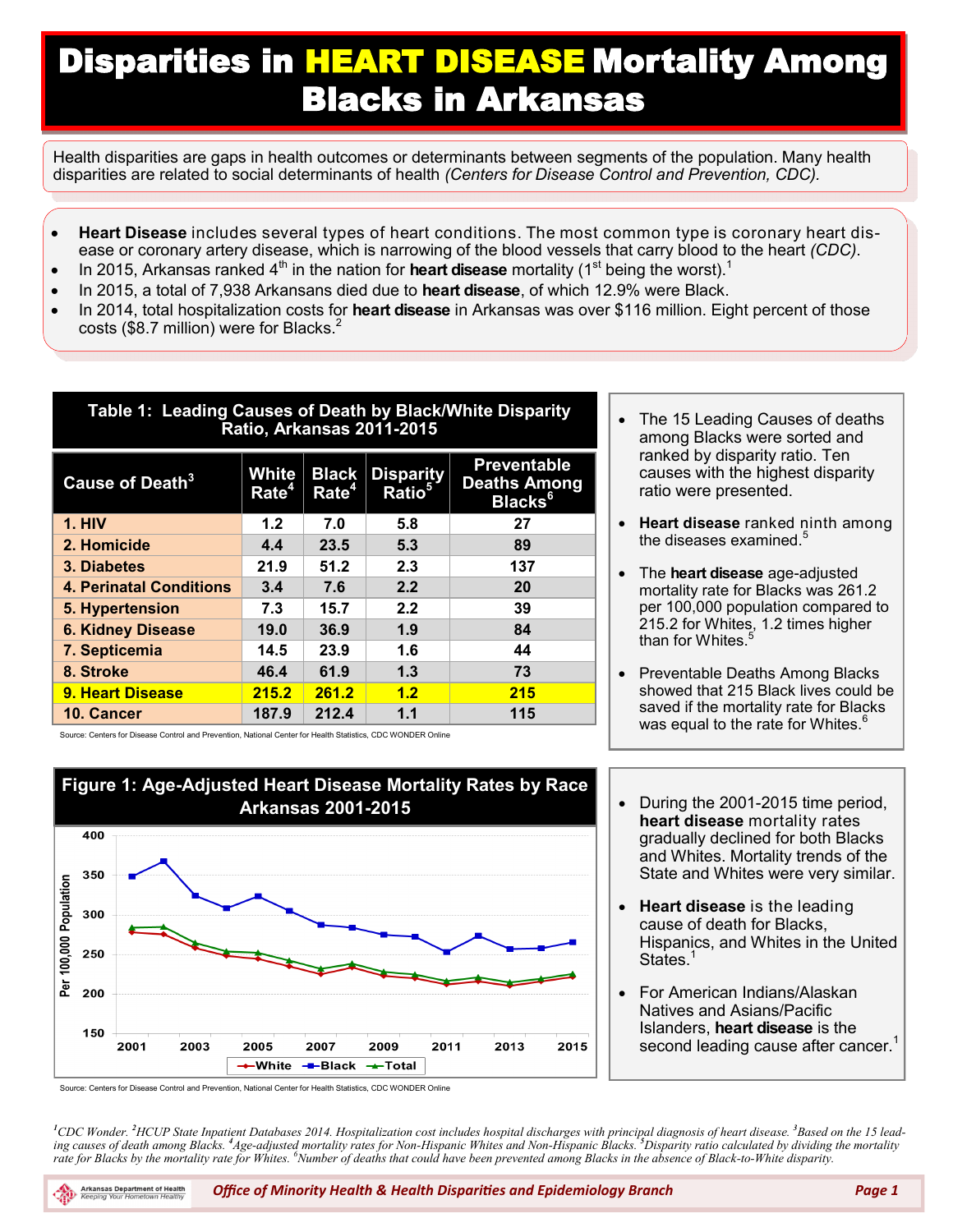# Disparities in HEART DISEASE Mortality Among Blacks in Arkansas

Health disparities are gaps in health outcomes or determinants between segments of the population. Many health disparities are related to social determinants of health *(Centers for Disease Control and Prevention, CDC).*

- **Heart Disease** includes several types of heart conditions. The most common type is coronary heart disease or coronary artery disease, which is narrowing of the blood vessels that carry blood to the heart *(CDC)*.
- In 2015, Arkansas ranked 4th in the nation for **heart disease** mortality (1st being the worst).[1]
- In 2015, a total of 7,938 Arkansans died due to **heart disease**, of which 12.9% were Black.
- In 2014, total hospitalization costs for **heart disease** in Arkansas was over $116 million. Eight percent of those costs ($8.7 million) were for Blacks.[2]

**Table 1: Leading Causes of Death by Black/White Disparity Ratio, Arkansas 2011-2015**

| Cause of Death[3] | White Rate[4] | Black Rate[4] | Disparity Ratio[5] | Preventable Deaths Among Blacks[6] |
|---|---|---|---|---|
| 1. HIV | 1.2 | 7.0 | 5.8 | 27 |
| 2. Homicide | 4.4 | 23.5 | 5.3 | 89 |
| 3. Diabetes | 21.9 | 51.2 | 2.3 | 137 |
| 4. Perinatal Conditions | 3.4 | 7.6 | 2.2 | 20 |
| 5. Hypertension | 7.3 | 15.7 | 2.2 | 39 |
| 6. Kidney Disease | 19.0 | 36.9 | 1.9 | 84 |
| 7. Septicemia | 14.5 | 23.9 | 1.6 | 44 |
| 8. Stroke | 46.4 | 61.9 | 1.3 | 73 |
| **9. Heart Disease** | **215.2** | **261.2** | **1.2** | **215** |
| 10. Cancer | 187.9 | 212.4 | 1.1 | 115 |

Source: Centers for Disease Control and Prevention, National Center for Health Statistics, CDC WONDER Online

- The 15 Leading Causes of deaths among Blacks were sorted and ranked by disparity ratio. Ten causes with the highest disparity ratio were presented.
- **Heart disease** ranked ninth among the diseases examined.[5]
- The **heart disease** age-adjusted mortality rate for Blacks was 261.2 per 100,000 population compared to 215.2 for Whites, 1.2 times higher than for Whites.[5]
- Preventable Deaths Among Blacks showed that 215 Black lives could be saved if the mortality rate for Blacks was equal to the rate for Whites.[6]

**Figure 1: Age-Adjusted Heart Disease Mortality Rates by Race Arkansas 2001-2015**

Source: Centers for Disease Control and Prevention, National Center for Health Statistics, CDC WONDER Online

- During the 2001-2015 time period, **heart disease** mortality rates gradually declined for both Blacks and Whites. Mortality trends of the State and Whites were very similar.
- **Heart disease** is the leading cause of death for Blacks, Hispanics, and Whites in the United States.[1]
- For American Indians/Alaskan Natives and Asians/Pacific Islanders, **heart disease** is the second leading cause after cancer.[1]

*[1]CDC Wonder. [2]HCUP State Inpatient Databases 2014. Hospitalization cost includes hospital discharges with principal diagnosis of heart disease. [3]Based on the 15 leading causes of death among Blacks. [4]Age-adjusted mortality rates for Non-Hispanic Whites and Non-Hispanic Blacks. [5]Disparity ratio calculated by dividing the mortality rate for Blacks by the mortality rate for Whites. [6]Number of deaths that could have been prevented among Blacks in the absence of Black-to-White disparity.*

*Office of Minority Health & Health Disparities and Epidemiology Branch*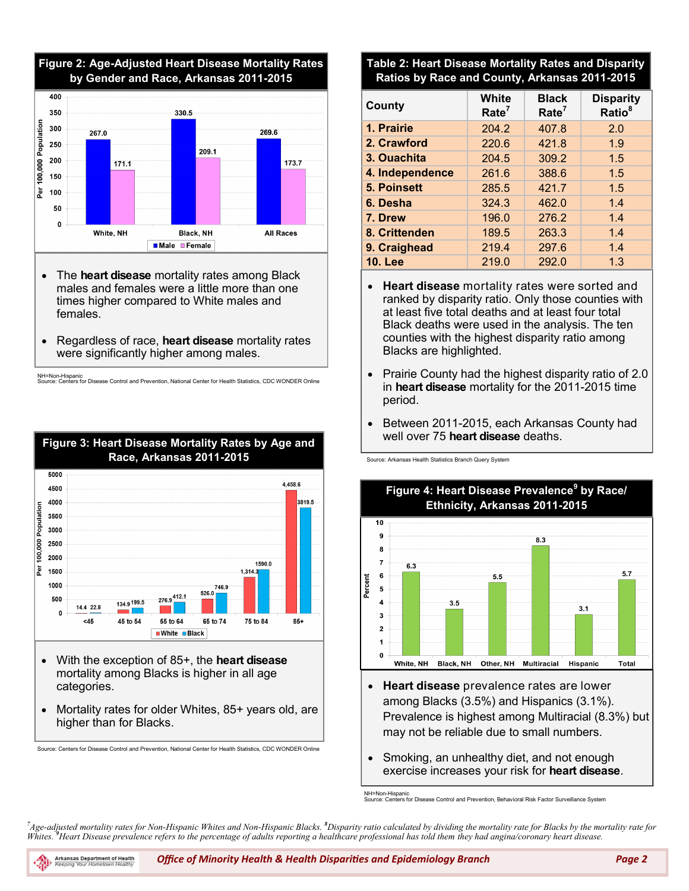## Figure 2: Age-Adjusted Heart Disease Mortality Rates by Gender and Race, Arkansas 2011-2015

Per 100,000 Population

400
350
300
250
200
150
100
50
0

267.0
171.1
330.5
209.1
269.6
173.7

White, NH
Black, NH
All Races

Male
Female

- The **heart disease** mortality rates among Black males and females were a little more than one times higher compared to White males and females.
- Regardless of race, **heart disease** mortality rates were significantly higher among males.

NH=Non-Hispanic
Source: Centers for Disease Control and Prevention, National Center for Health Statistics, CDC WONDER Online

## Figure 3: Heart Disease Mortality Rates by Age and Race, Arkansas 2011-2015

Per 100,000 Population

5000
4500
4000
3500
3000
2500
2000
1500
1000
500
0

14.4
22.8
134.9
199.5
276.9
412.1
526.0
746.9
1,314.3
1590.0
4,458.6
3819.5

<45
45 to 54
55 to 64
65 to 74
75 to 84
85+

White
Black

- With the exception of 85+, the **heart disease** mortality among Blacks is higher in all age categories.
- Mortality rates for older Whites, 85+ years old, are higher than for Blacks.

Source: Centers for Disease Control and Prevention, National Center for Health Statistics, CDC WONDER Online

## Table 2: Heart Disease Mortality Rates and Disparity Ratios by Race and County, Arkansas 2011-2015

| County | White Rate[7] | Black Rate[7] | Disparity Ratio[8] |
|---|---|---|---|
| 1. Prairie | 204.2 | 407.8 | 2.0 |
| 2. Crawford | 220.6 | 421.8 | 1.9 |
| 3. Ouachita | 204.5 | 309.2 | 1.5 |
| 4. Independence | 261.6 | 388.6 | 1.5 |
| 5. Poinsett | 285.5 | 421.7 | 1.5 |
| 6. Desha | 324.3 | 462.0 | 1.4 |
| 7. Drew | 196.0 | 276.2 | 1.4 |
| 8. Crittenden | 189.5 | 263.3 | 1.4 |
| 9. Craighead | 219.4 | 297.6 | 1.4 |
| 10. Lee | 219.0 | 292.0 | 1.3 |

- **Heart disease** mortality rates were sorted and ranked by disparity ratio. Only those counties with at least five total deaths and at least four total Black deaths were used in the analysis. The ten counties with the highest disparity ratio among Blacks are highlighted.
- Prairie County had the highest disparity ratio of 2.0 in **heart disease** mortality for the 2011-2015 time period.
- Between 2011-2015, each Arkansas County had well over 75 **heart disease** deaths.

Source: Arkansas Health Statistics Branch Query System

## Figure 4: Heart Disease Prevalence[9] by Race/ Ethnicity, Arkansas 2011-2015

Percent

10
9
8
7
6
5
4
3
2
1
0

6.3
3.5
5.5
8.3
3.1
5.7

White, NH
Black, NH
Other, NH
Multiracial
Hispanic
Total

- **Heart disease** prevalence rates are lower among Blacks (3.5%) and Hispanics (3.1%). Prevalence is highest among Multiracial (8.3%) but may not be reliable due to small numbers.
- Smoking, an unhealthy diet, and not enough exercise increases your risk for **heart disease**.

NH=Non-Hispanic
Source: Centers for Disease Control and Prevention, Behavioral Risk Factor Surveillance System

*[7]Age-adjusted mortality rates for Non-Hispanic Whites and Non-Hispanic Blacks. [8]Disparity ratio calculated by dividing the mortality rate for Blacks by the mortality rate for Whites. [9]Heart Disease prevalence refers to the percentage of adults reporting a healthcare professional has told them they had angina/coronary heart disease.*

Arkansas Department of Health
Keeping Your Hometown Healthy

*Office of Minority Health & Health Disparities and Epidemiology Branch*